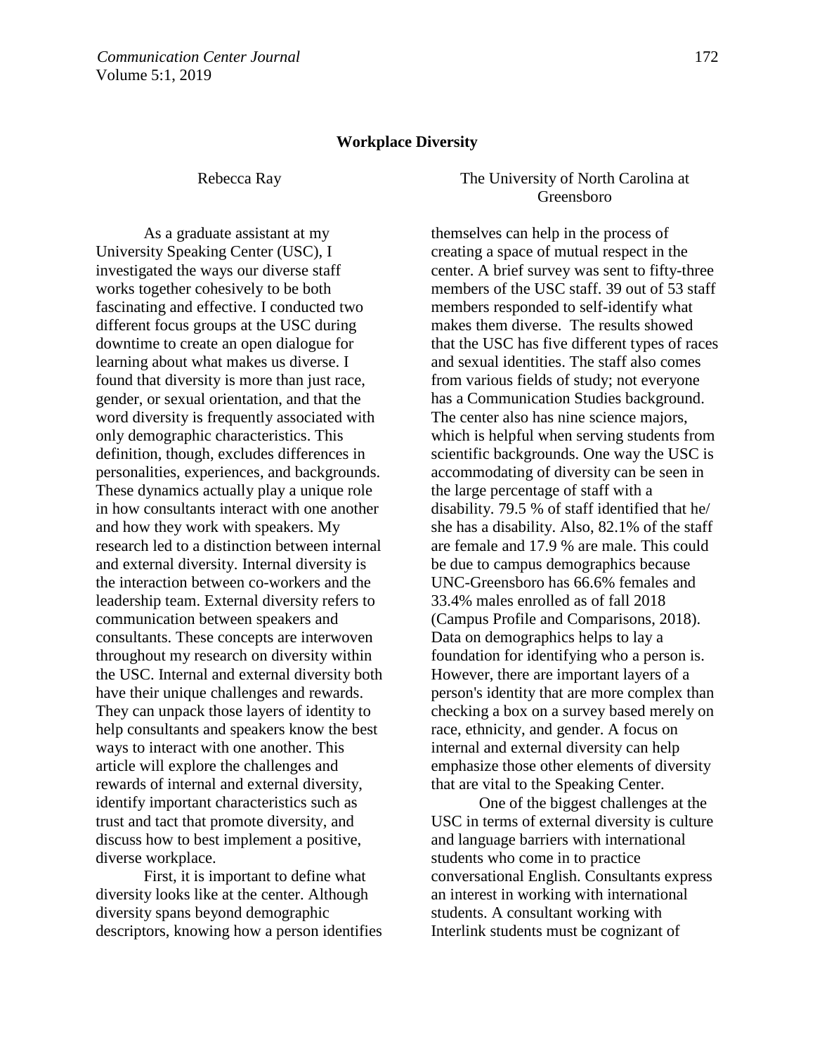# Workplace Diversity

Rebecca Ray

The University of North Carolina at Greensboro

As a graduate assistant at my University Speaking Center (USC), I investigated the ways our diverse staff works together cohesively to be both fascinating and effective. I conducted two different focus groups at the USC during downtime to create an open dialogue for learning about what makes us diverse. I found that diversity is more than just race, gender, or sexual orientation, and that the word diversity is frequently associated with only demographic characteristics. This definition, though, excludes differences in personalities, experiences, and backgrounds. These dynamics actually play a unique role in how consultants interact with one another and how they work with speakers. My research led to a distinction between internal and external diversity. Internal diversity is the interaction between co-workers and the leadership team. External diversity refers to communication between speakers and consultants. These concepts are interwoven throughout my research on diversity within the USC. Internal and external diversity both have their unique challenges and rewards. They can unpack those layers of identity to help consultants and speakers know the best ways to interact with one another. This article will explore the challenges and rewards of internal and external diversity, identify important characteristics such as trust and tact that promote diversity, and discuss how to best implement a positive, diverse workplace.

First, it is important to define what diversity looks like at the center. Although diversity spans beyond demographic descriptors, knowing how a person identifies themselves can help in the process of creating a space of mutual respect in the center. A brief survey was sent to fifty-three members of the USC staff. 39 out of 53 staff members responded to self-identify what makes them diverse. The results showed that the USC has five different types of races and sexual identities. The staff also comes from various fields of study; not everyone has a Communication Studies background. The center also has nine science majors, which is helpful when serving students from scientific backgrounds. One way the USC is accommodating of diversity can be seen in the large percentage of staff with a disability. 79.5 % of staff identified that he/ she has a disability. Also, 82.1% of the staff are female and 17.9 % are male. This could be due to campus demographics because UNC-Greensboro has 66.6% females and 33.4% males enrolled as of fall 2018 (Campus Profile and Comparisons, 2018). Data on demographics helps to lay a foundation for identifying who a person is. However, there are important layers of a person's identity that are more complex than checking a box on a survey based merely on race, ethnicity, and gender. A focus on internal and external diversity can help emphasize those other elements of diversity that are vital to the Speaking Center.

One of the biggest challenges at the USC in terms of external diversity is culture and language barriers with international students who come in to practice conversational English. Consultants express an interest in working with international students. A consultant working with Interlink students must be cognizant of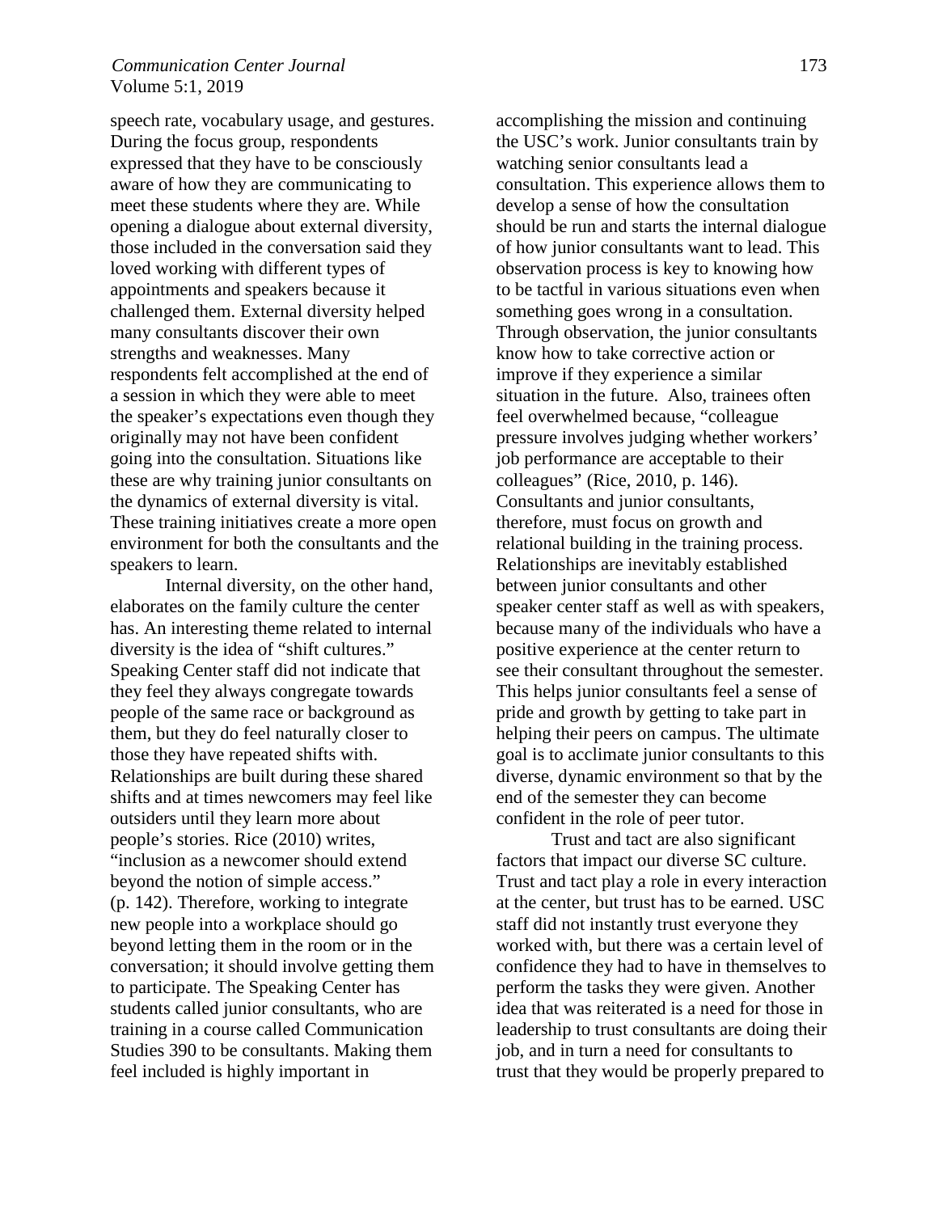speech rate, vocabulary usage, and gestures. During the focus group, respondents expressed that they have to be consciously aware of how they are communicating to meet these students where they are. While opening a dialogue about external diversity, those included in the conversation said they loved working with different types of appointments and speakers because it challenged them. External diversity helped many consultants discover their own strengths and weaknesses. Many respondents felt accomplished at the end of a session in which they were able to meet the speaker's expectations even though they originally may not have been confident going into the consultation. Situations like these are why training junior consultants on the dynamics of external diversity is vital. These training initiatives create a more open environment for both the consultants and the speakers to learn.

Internal diversity, on the other hand, elaborates on the family culture the center has. An interesting theme related to internal diversity is the idea of "shift cultures." Speaking Center staff did not indicate that they feel they always congregate towards people of the same race or background as them, but they do feel naturally closer to those they have repeated shifts with. Relationships are built during these shared shifts and at times newcomers may feel like outsiders until they learn more about people's stories. Rice (2010) writes, "inclusion as a newcomer should extend beyond the notion of simple access." (p. 142). Therefore, working to integrate new people into a workplace should go beyond letting them in the room or in the conversation; it should involve getting them to participate. The Speaking Center has students called junior consultants, who are training in a course called Communication Studies 390 to be consultants. Making them feel included is highly important in accomplishing the mission and continuing the USC's work. Junior consultants train by watching senior consultants lead a consultation. This experience allows them to develop a sense of how the consultation should be run and starts the internal dialogue of how junior consultants want to lead. This observation process is key to knowing how to be tactful in various situations even when something goes wrong in a consultation. Through observation, the junior consultants know how to take corrective action or improve if they experience a similar situation in the future. Also, trainees often feel overwhelmed because, "colleague pressure involves judging whether workers' job performance are acceptable to their colleagues" (Rice, 2010, p. 146). Consultants and junior consultants, therefore, must focus on growth and relational building in the training process. Relationships are inevitably established between junior consultants and other speaker center staff as well as with speakers, because many of the individuals who have a positive experience at the center return to see their consultant throughout the semester. This helps junior consultants feel a sense of pride and growth by getting to take part in helping their peers on campus. The ultimate goal is to acclimate junior consultants to this diverse, dynamic environment so that by the end of the semester they can become confident in the role of peer tutor.

Trust and tact are also significant factors that impact our diverse SC culture. Trust and tact play a role in every interaction at the center, but trust has to be earned. USC staff did not instantly trust everyone they worked with, but there was a certain level of confidence they had to have in themselves to perform the tasks they were given. Another idea that was reiterated is a need for those in leadership to trust consultants are doing their job, and in turn a need for consultants to trust that they would be properly prepared to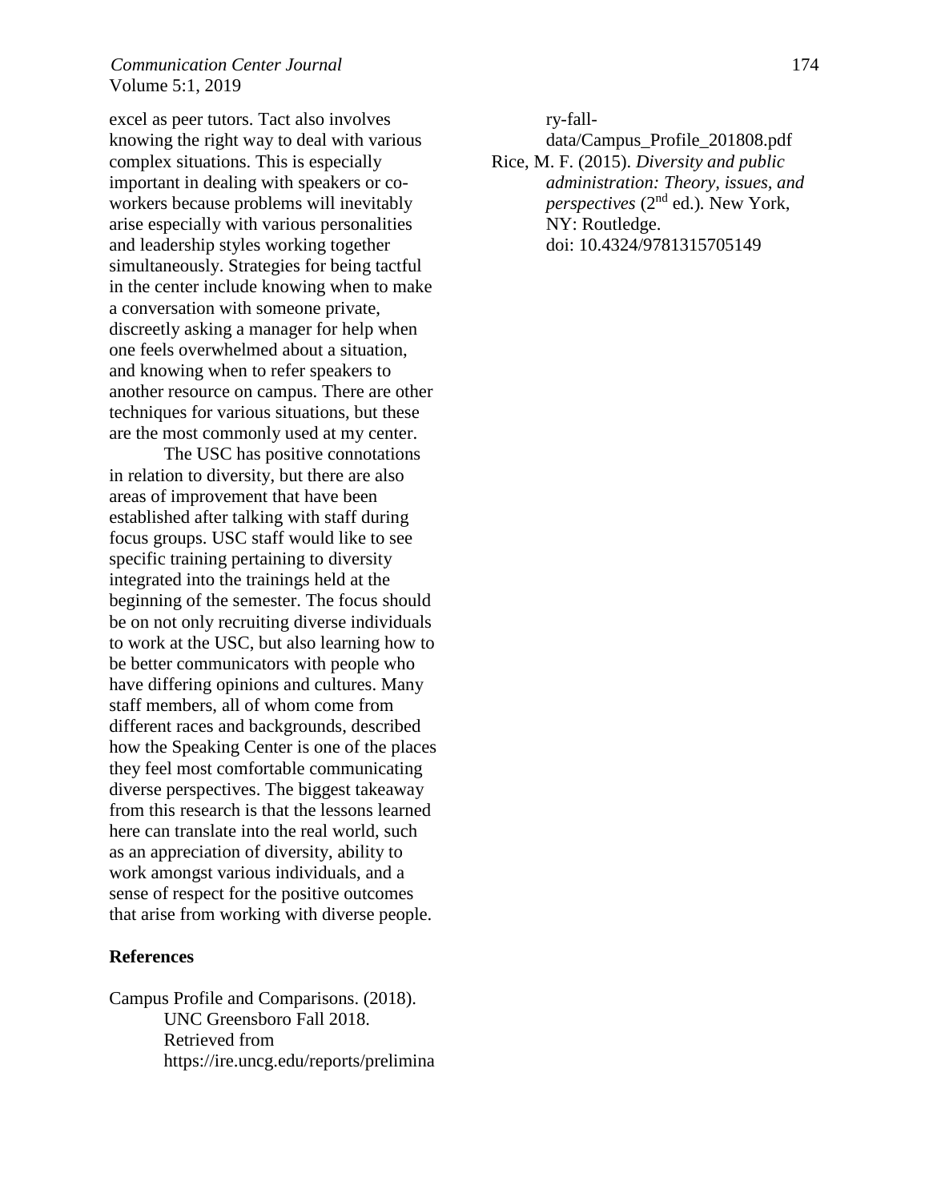excel as peer tutors. Tact also involves knowing the right way to deal with various complex situations. This is especially important in dealing with speakers or co-workers because problems will inevitably arise especially with various personalities and leadership styles working together simultaneously. Strategies for being tactful in the center include knowing when to make a conversation with someone private, discreetly asking a manager for help when one feels overwhelmed about a situation, and knowing when to refer speakers to another resource on campus. There are other techniques for various situations, but these are the most commonly used at my center.

The USC has positive connotations in relation to diversity, but there are also areas of improvement that have been established after talking with staff during focus groups. USC staff would like to see specific training pertaining to diversity integrated into the trainings held at the beginning of the semester. The focus should be on not only recruiting diverse individuals to work at the USC, but also learning how to be better communicators with people who have differing opinions and cultures. Many staff members, all of whom come from different races and backgrounds, described how the Speaking Center is one of the places they feel most comfortable communicating diverse perspectives. The biggest takeaway from this research is that the lessons learned here can translate into the real world, such as an appreciation of diversity, ability to work amongst various individuals, and a sense of respect for the positive outcomes that arise from working with diverse people.

## References

Campus Profile and Comparisons. (2018). UNC Greensboro Fall 2018. Retrieved from https://ire.uncg.edu/reports/preliminary-fall-data/Campus_Profile_201808.pdf

Rice, M. F. (2015). *Diversity and public administration: Theory, issues, and perspectives* (2nd ed.). New York, NY: Routledge. doi: 10.4324/9781315705149